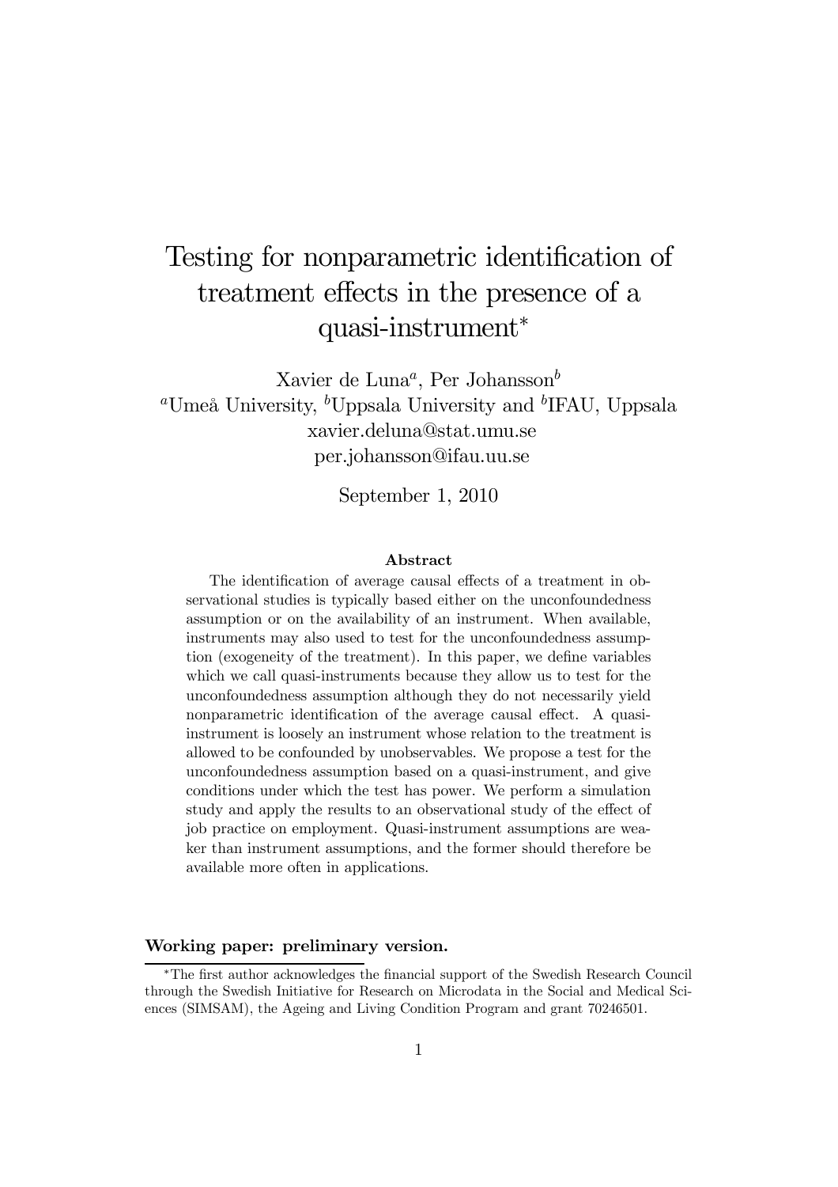# Testing for nonparametric identification of treatment effects in the presence of a quasi-instrument*

Xavier de Luna[a], Per Johansson[b]

[a]Umeå University, [b]Uppsala University and [b]IFAU, Uppsala

xavier.deluna@stat.umu.se

per.johansson@ifau.uu.se

September 1, 2010

### Abstract

The identification of average causal effects of a treatment in observational studies is typically based either on the unconfoundedness assumption or on the availability of an instrument. When available, instruments may also used to test for the unconfoundedness assumption (exogeneity of the treatment). In this paper, we define variables which we call quasi-instruments because they allow us to test for the unconfoundedness assumption although they do not necessarily yield nonparametric identification of the average causal effect. A quasi-instrument is loosely an instrument whose relation to the treatment is allowed to be confounded by unobservables. We propose a test for the unconfoundedness assumption based on a quasi-instrument, and give conditions under which the test has power. We perform a simulation study and apply the results to an observational study of the effect of job practice on employment. Quasi-instrument assumptions are weaker than instrument assumptions, and the former should therefore be available more often in applications.

**Working paper: preliminary version.**

*The first author acknowledges the financial support of the Swedish Research Council through the Swedish Initiative for Research on Microdata in the Social and Medical Sciences (SIMSAM), the Ageing and Living Condition Program and grant 70246501.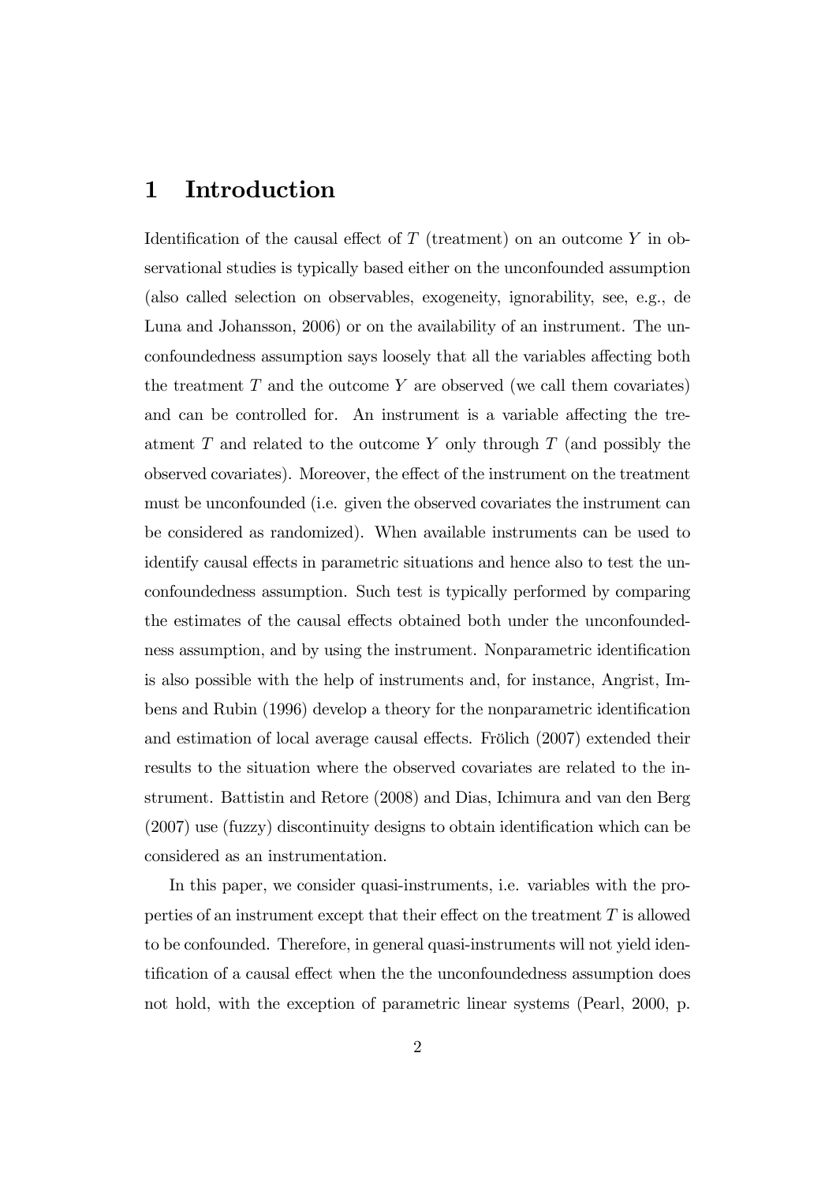# 1 Introduction

Identification of the causal effect of $T$ (treatment) on an outcome $Y$ in observational studies is typically based either on the unconfounded assumption (also called selection on observables, exogeneity, ignorability, see, e.g., de Luna and Johansson, 2006) or on the availability of an instrument. The unconfoundedness assumption says loosely that all the variables affecting both the treatment $T$ and the outcome $Y$ are observed (we call them covariates) and can be controlled for. An instrument is a variable affecting the treatment $T$ and related to the outcome $Y$ only through $T$ (and possibly the observed covariates). Moreover, the effect of the instrument on the treatment must be unconfounded (i.e. given the observed covariates the instrument can be considered as randomized). When available instruments can be used to identify causal effects in parametric situations and hence also to test the unconfoundedness assumption. Such test is typically performed by comparing the estimates of the causal effects obtained both under the unconfoundedness assumption, and by using the instrument. Nonparametric identification is also possible with the help of instruments and, for instance, Angrist, Imbens and Rubin (1996) develop a theory for the nonparametric identification and estimation of local average causal effects. Frölich (2007) extended their results to the situation where the observed covariates are related to the instrument. Battistin and Retore (2008) and Dias, Ichimura and van den Berg (2007) use (fuzzy) discontinuity designs to obtain identification which can be considered as an instrumentation.

In this paper, we consider quasi-instruments, i.e. variables with the properties of an instrument except that their effect on the treatment $T$ is allowed to be confounded. Therefore, in general quasi-instruments will not yield identification of a causal effect when the the unconfoundedness assumption does not hold, with the exception of parametric linear systems (Pearl, 2000, p.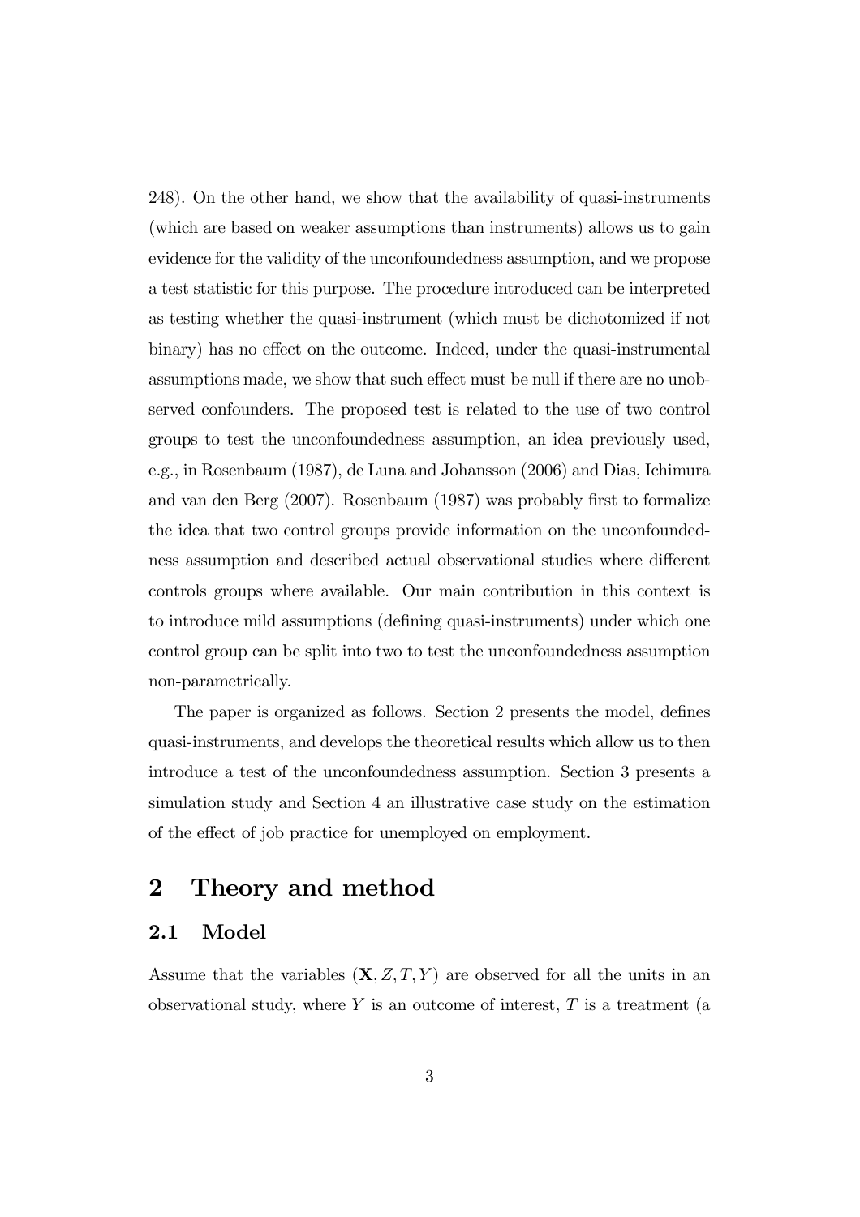248). On the other hand, we show that the availability of quasi-instruments (which are based on weaker assumptions than instruments) allows us to gain evidence for the validity of the unconfoundedness assumption, and we propose a test statistic for this purpose. The procedure introduced can be interpreted as testing whether the quasi-instrument (which must be dichotomized if not binary) has no effect on the outcome. Indeed, under the quasi-instrumental assumptions made, we show that such effect must be null if there are no unobserved confounders. The proposed test is related to the use of two control groups to test the unconfoundedness assumption, an idea previously used, e.g., in Rosenbaum (1987), de Luna and Johansson (2006) and Dias, Ichimura and van den Berg (2007). Rosenbaum (1987) was probably first to formalize the idea that two control groups provide information on the unconfoundedness assumption and described actual observational studies where different controls groups where available. Our main contribution in this context is to introduce mild assumptions (defining quasi-instruments) under which one control group can be split into two to test the unconfoundedness assumption non-parametrically.

The paper is organized as follows. Section 2 presents the model, defines quasi-instruments, and develops the theoretical results which allow us to then introduce a test of the unconfoundedness assumption. Section 3 presents a simulation study and Section 4 an illustrative case study on the estimation of the effect of job practice for unemployed on employment.

## 2 Theory and method

### 2.1 Model

Assume that the variables $(\mathbf{X}, Z, T, Y)$ are observed for all the units in an observational study, where $Y$ is an outcome of interest, $T$ is a treatment (a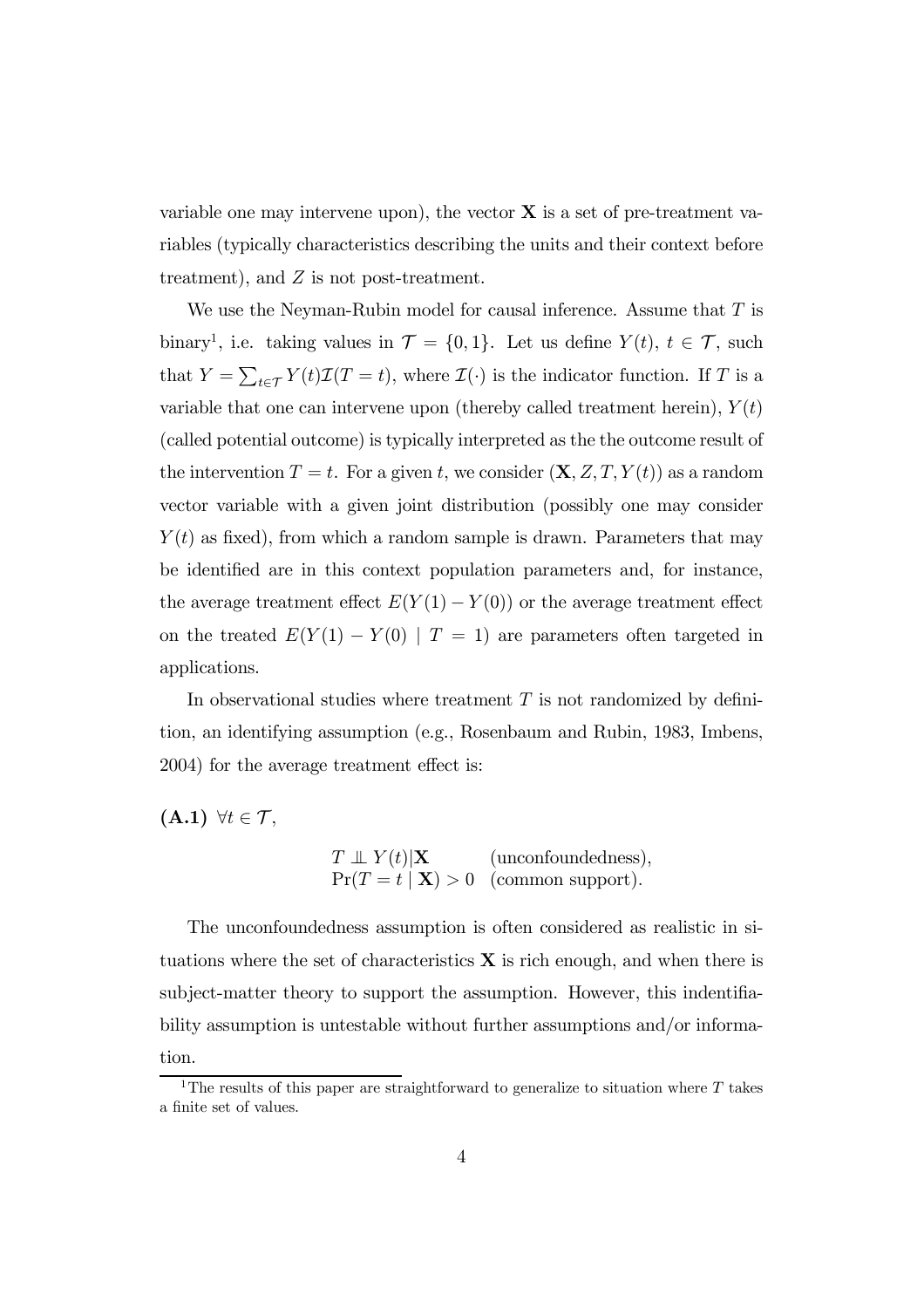variable one may intervene upon), the vector $\mathbf{X}$ is a set of pre-treatment variables (typically characteristics describing the units and their context before treatment), and $Z$ is not post-treatment.

We use the Neyman-Rubin model for causal inference. Assume that $T$ is binary[1], i.e. taking values in $\mathcal{T} = \{0, 1\}$. Let us define $Y(t)$, $t \in \mathcal{T}$, such that $Y = \sum_{t \in \mathcal{T}} Y(t)\mathcal{I}(T = t)$, where $\mathcal{I}(\cdot)$ is the indicator function. If $T$ is a variable that one can intervene upon (thereby called treatment herein), $Y(t)$ (called potential outcome) is typically interpreted as the the outcome result of the intervention $T = t$. For a given $t$, we consider $(\mathbf{X}, Z, T, Y(t))$ as a random vector variable with a given joint distribution (possibly one may consider $Y(t)$ as fixed), from which a random sample is drawn. Parameters that may be identified are in this context population parameters and, for instance, the average treatment effect $E(Y(1) - Y(0))$ or the average treatment effect on the treated $E(Y(1) - Y(0) \mid T = 1)$ are parameters often targeted in applications.

In observational studies where treatment $T$ is not randomized by definition, an identifying assumption (e.g., Rosenbaum and Rubin, 1983, Imbens, 2004) for the average treatment effect is:

**(A.1)** $\forall t \in \mathcal{T}$,

$$
\begin{array}{ll}
T \perp\!\!\!\perp Y(t) | \mathbf{X} & \text{(unconfoundedness)}, \\
\Pr(T = t \mid \mathbf{X}) > 0 & \text{(common support)}.
\end{array}
$$

The unconfoundedness assumption is often considered as realistic in situations where the set of characteristics $\mathbf{X}$ is rich enough, and when there is subject-matter theory to support the assumption. However, this indentifiability assumption is untestable without further assumptions and/or information.

[1] The results of this paper are straightforward to generalize to situation where $T$ takes a finite set of values.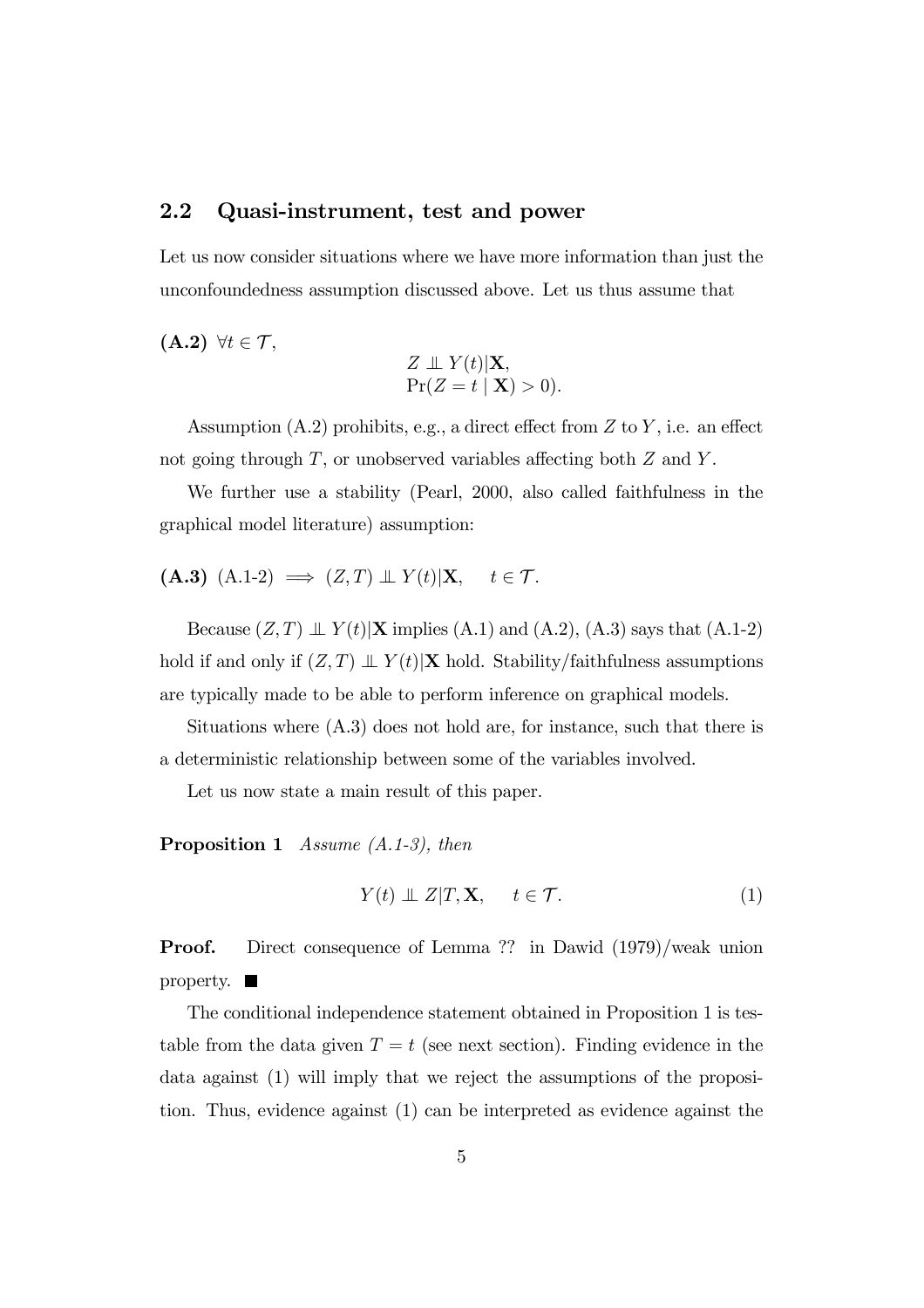## 2.2 Quasi-instrument, test and power

Let us now consider situations where we have more information than just the unconfoundedness assumption discussed above. Let us thus assume that

**(A.2)** $\forall t \in \mathcal{T}$,

$$
\begin{array}{l}
Z \perp\!\!\!\perp Y(t) | \mathbf{X}, \\
\Pr(Z = t \mid \mathbf{X}) > 0).
\end{array}
$$

Assumption (A.2) prohibits, e.g., a direct effect from $Z$ to $Y$, i.e. an effect not going through $T$, or unobserved variables affecting both $Z$ and $Y$.

We further use a stability (Pearl, 2000, also called faithfulness in the graphical model literature) assumption:

**(A.3)** (A.1-2) $\implies (Z, T) \perp\!\!\!\perp Y(t) | \mathbf{X}, \quad t \in \mathcal{T}.$

Because $(Z, T) \perp\!\!\!\perp Y(t) | \mathbf{X}$ implies (A.1) and (A.2), (A.3) says that (A.1-2) hold if and only if $(Z, T) \perp\!\!\!\perp Y(t) | \mathbf{X}$ hold. Stability/faithfulness assumptions are typically made to be able to perform inference on graphical models.

Situations where (A.3) does not hold are, for instance, such that there is a deterministic relationship between some of the variables involved.

Let us now state a main result of this paper.

**Proposition 1** *Assume (A.1-3), then*

$$
Y(t) \perp\!\!\!\perp Z | T, \mathbf{X}, \quad t \in \mathcal{T}. \tag{1}
$$

**Proof.** Direct consequence of Lemma ?? in Dawid (1979)/weak union property. ■

The conditional independence statement obtained in Proposition 1 is testable from the data given $T = t$ (see next section). Finding evidence in the data against (1) will imply that we reject the assumptions of the proposition. Thus, evidence against (1) can be interpreted as evidence against the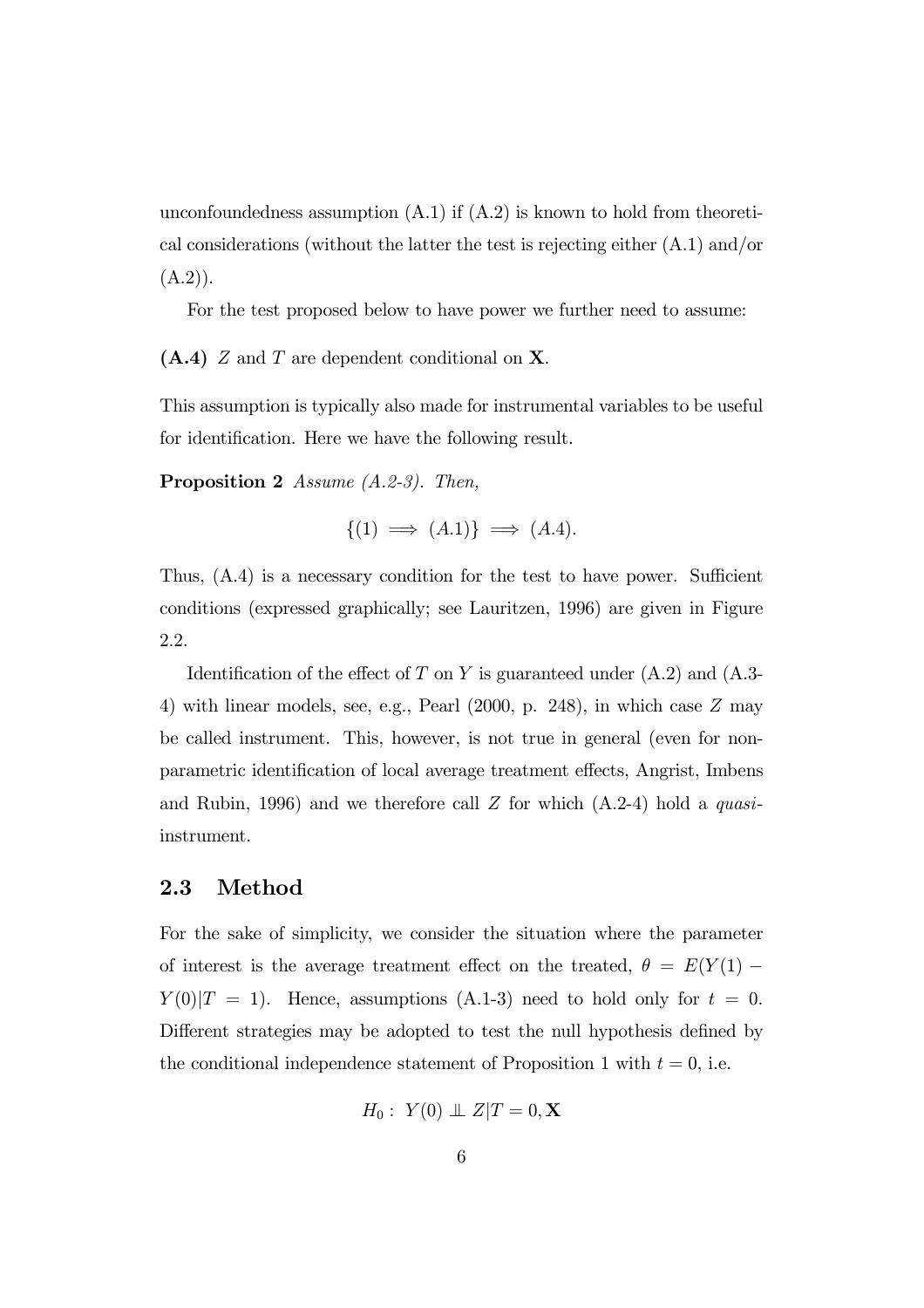unconfoundedness assumption (A.1) if (A.2) is known to hold from theoretical considerations (without the latter the test is rejecting either (A.1) and/or (A.2)).

For the test proposed below to have power we further need to assume:

**(A.4)** $Z$ and $T$ are dependent conditional on $\mathbf{X}$.

This assumption is typically also made for instrumental variables to be useful for identification. Here we have the following result.

**Proposition 2** *Assume (A.2-3). Then,*

$$\{(1) \implies (A.1)\} \implies (A.4).$$

Thus, (A.4) is a necessary condition for the test to have power. Sufficient conditions (expressed graphically; see Lauritzen, 1996) are given in Figure 2.2.

Identification of the effect of $T$ on $Y$ is guaranteed under (A.2) and (A.3-4) with linear models, see, e.g., Pearl (2000, p. 248), in which case $Z$ may be called instrument. This, however, is not true in general (even for nonparametric identification of local average treatment effects, Angrist, Imbens and Rubin, 1996) and we therefore call $Z$ for which (A.2-4) hold a *quasi*-instrument.

## 2.3 Method

For the sake of simplicity, we consider the situation where the parameter of interest is the average treatment effect on the treated, $\theta = E(Y(1) - Y(0)|T = 1)$. Hence, assumptions (A.1-3) need to hold only for $t = 0$. Different strategies may be adopted to test the null hypothesis defined by the conditional independence statement of Proposition 1 with $t = 0$, i.e.

$$H_0 : \; Y(0) \perp\!\!\!\perp Z|T = 0, \mathbf{X}$$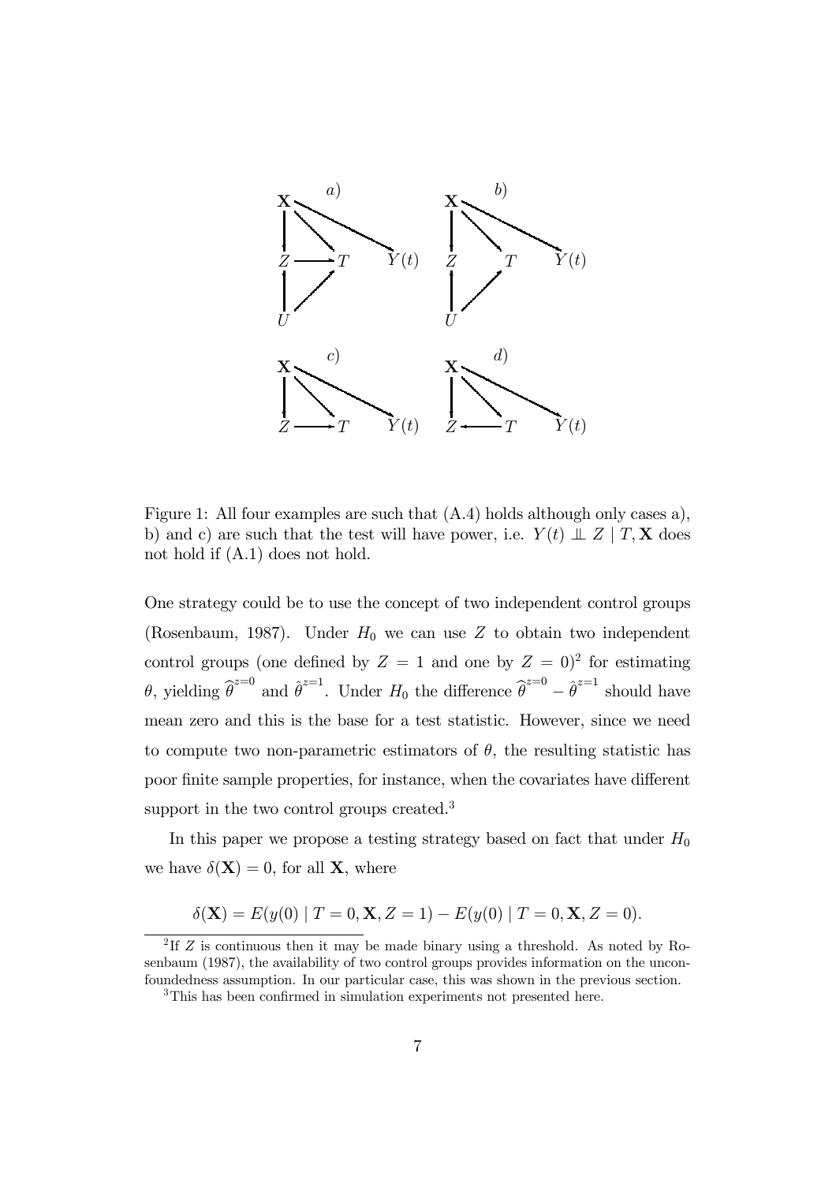Figure 1: All four examples are such that (A.4) holds although only cases a), b) and c) are such that the test will have power, i.e. $Y(t) \perp\!\!\!\perp Z \mid T, \mathbf{X}$ does not hold if (A.1) does not hold.

One strategy could be to use the concept of two independent control groups (Rosenbaum, 1987). Under $H_0$ we can use $Z$ to obtain two independent control groups (one defined by $Z = 1$ and one by $Z = 0$)[2] for estimating $\theta$, yielding $\widehat{\theta}^{z=0}$ and $\hat{\theta}^{z=1}$. Under $H_0$ the difference $\widehat{\theta}^{z=0} - \hat{\theta}^{z=1}$ should have mean zero and this is the base for a test statistic. However, since we need to compute two non-parametric estimators of $\theta$, the resulting statistic has poor finite sample properties, for instance, when the covariates have different support in the two control groups created.[3]

In this paper we propose a testing strategy based on fact that under $H_0$ we have $\delta(\mathbf{X}) = 0$, for all $\mathbf{X}$, where

$$\delta(\mathbf{X}) = E(y(0) \mid T = 0, \mathbf{X}, Z = 1) - E(y(0) \mid T = 0, \mathbf{X}, Z = 0).$$

[2] If $Z$ is continuous then it may be made binary using a threshold. As noted by Rosenbaum (1987), the availability of two control groups provides information on the unconfoundedness assumption. In our particular case, this was shown in the previous section.

[3] This has been confirmed in simulation experiments not presented here.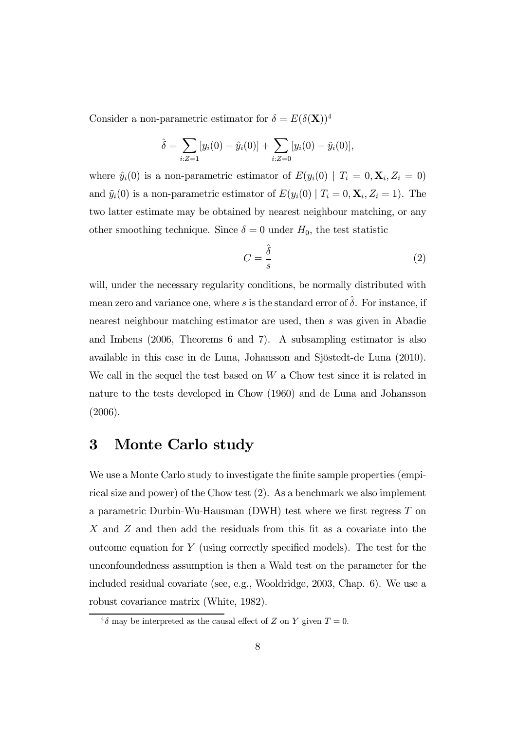Consider a non-parametric estimator for $\delta = E(\delta(\mathbf{X}))$[4]

$$\hat{\delta} = \sum_{i:Z=1} [y_i(0) - \hat{y}_i(0)] + \sum_{i:Z=0} [y_i(0) - \tilde{y}_i(0)],$$

where $\hat{y}_i(0)$ is a non-parametric estimator of $E(y_i(0) \mid T_i = 0, \mathbf{X}_i, Z_i = 0)$ and $\tilde{y}_i(0)$ is a non-parametric estimator of $E(y_i(0) \mid T_i = 0, \mathbf{X}_i, Z_i = 1)$. The two latter estimate may be obtained by nearest neighbour matching, or any other smoothing technique. Since $\delta = 0$ under $H_0$, the test statistic

$$C = \frac{\hat{\delta}}{s} \tag{2}$$

will, under the necessary regularity conditions, be normally distributed with mean zero and variance one, where $s$ is the standard error of $\hat{\delta}$. For instance, if nearest neighbour matching estimator are used, then $s$ was given in Abadie and Imbens (2006, Theorems 6 and 7). A subsampling estimator is also available in this case in de Luna, Johansson and Sjöstedt-de Luna (2010). We call in the sequel the test based on $W$ a Chow test since it is related in nature to the tests developed in Chow (1960) and de Luna and Johansson (2006).

# 3 Monte Carlo study

We use a Monte Carlo study to investigate the finite sample properties (empirical size and power) of the Chow test (2). As a benchmark we also implement a parametric Durbin-Wu-Hausman (DWH) test where we first regress $T$ on $X$ and $Z$ and then add the residuals from this fit as a covariate into the outcome equation for $Y$ (using correctly specified models). The test for the unconfoundedness assumption is then a Wald test on the parameter for the included residual covariate (see, e.g., Wooldridge, 2003, Chap. 6). We use a robust covariance matrix (White, 1982).

[4] $\delta$ may be interpreted as the causal effect of $Z$ on $Y$ given $T = 0$.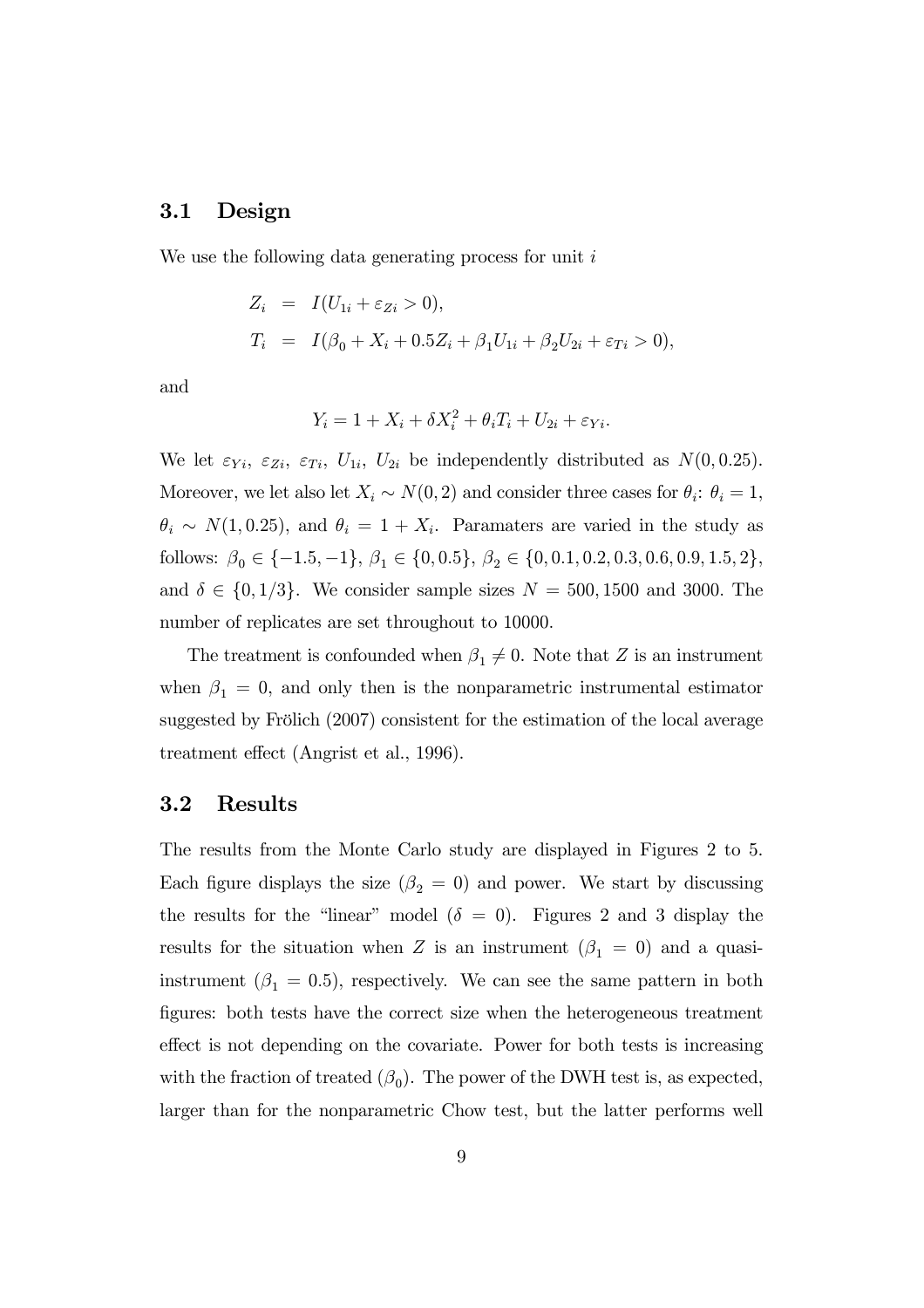## 3.1 Design

We use the following data generating process for unit $i$

$$
\begin{aligned}
Z_i &= I(U_{1i} + \varepsilon_{Zi} > 0), \\
T_i &= I(\beta_0 + X_i + 0.5Z_i + \beta_1 U_{1i} + \beta_2 U_{2i} + \varepsilon_{Ti} > 0),
\end{aligned}
$$

and

$$
Y_i = 1 + X_i + \delta X_i^2 + \theta_i T_i + U_{2i} + \varepsilon_{Yi}.
$$

We let $\varepsilon_{Yi}$, $\varepsilon_{Zi}$, $\varepsilon_{Ti}$, $U_{1i}$, $U_{2i}$ be independently distributed as $N(0, 0.25)$. Moreover, we let also let $X_i \sim N(0, 2)$ and consider three cases for $\theta_i$: $\theta_i = 1$, $\theta_i \sim N(1, 0.25)$, and $\theta_i = 1 + X_i$. Paramaters are varied in the study as follows: $\beta_0 \in \{-1.5, -1\}$, $\beta_1 \in \{0, 0.5\}$, $\beta_2 \in \{0, 0.1, 0.2, 0.3, 0.6, 0.9, 1.5, 2\}$, and $\delta \in \{0, 1/3\}$. We consider sample sizes $N = 500, 1500$ and 3000. The number of replicates are set throughout to 10000.

The treatment is confounded when $\beta_1 \neq 0$. Note that $Z$ is an instrument when $\beta_1 = 0$, and only then is the nonparametric instrumental estimator suggested by Frölich (2007) consistent for the estimation of the local average treatment effect (Angrist et al., 1996).

## 3.2 Results

The results from the Monte Carlo study are displayed in Figures 2 to 5. Each figure displays the size ($\beta_2 = 0$) and power. We start by discussing the results for the "linear" model ($\delta = 0$). Figures 2 and 3 display the results for the situation when $Z$ is an instrument ($\beta_1 = 0$) and a quasi-instrument ($\beta_1 = 0.5$), respectively. We can see the same pattern in both figures: both tests have the correct size when the heterogeneous treatment effect is not depending on the covariate. Power for both tests is increasing with the fraction of treated ($\beta_0$). The power of the DWH test is, as expected, larger than for the nonparametric Chow test, but the latter performs well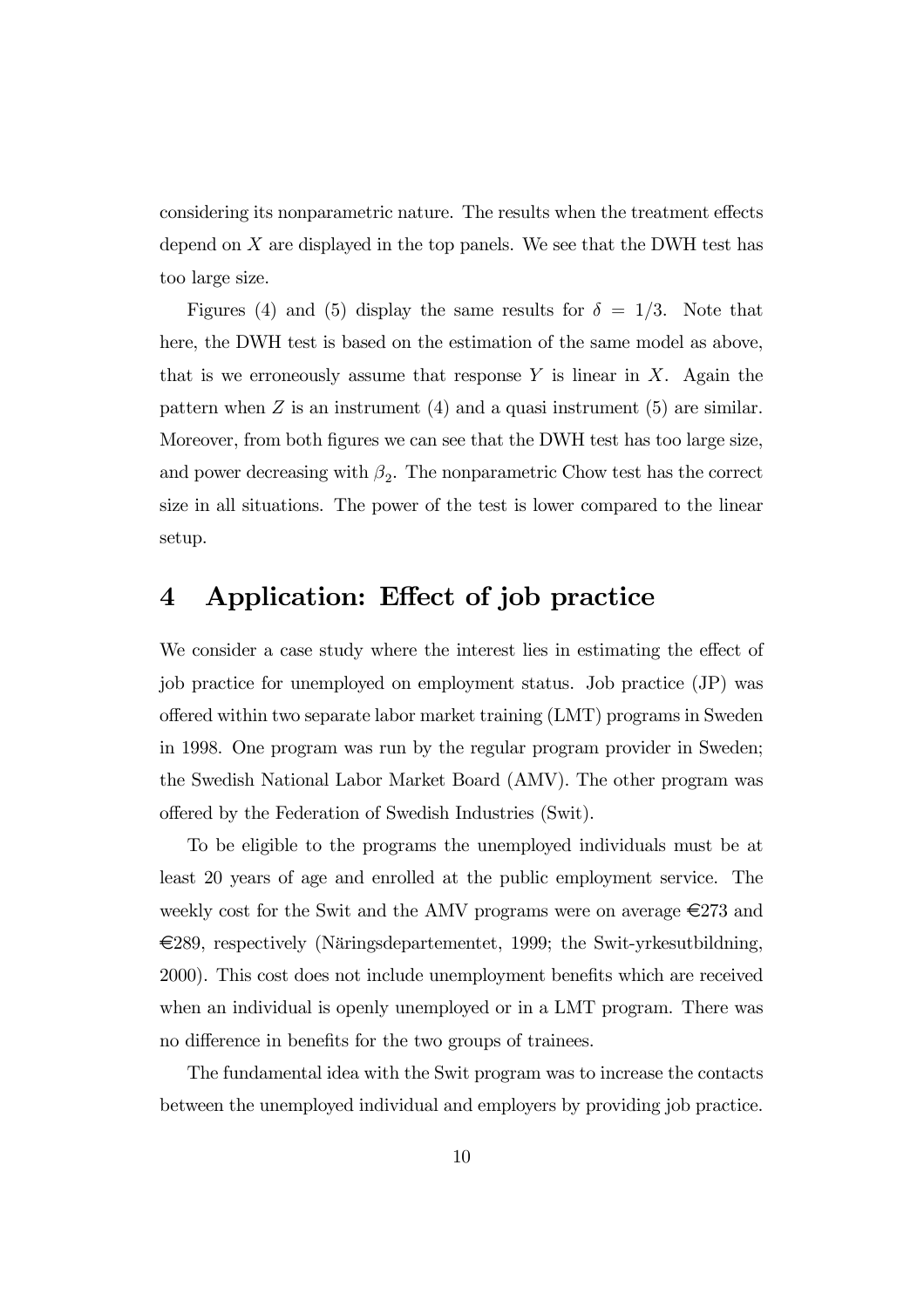considering its nonparametric nature. The results when the treatment effects depend on $X$ are displayed in the top panels. We see that the DWH test has too large size.

Figures (4) and (5) display the same results for $\delta = 1/3$. Note that here, the DWH test is based on the estimation of the same model as above, that is we erroneously assume that response $Y$ is linear in $X$. Again the pattern when $Z$ is an instrument (4) and a quasi instrument (5) are similar. Moreover, from both figures we can see that the DWH test has too large size, and power decreasing with $\beta_2$. The nonparametric Chow test has the correct size in all situations. The power of the test is lower compared to the linear setup.

# 4 Application: Effect of job practice

We consider a case study where the interest lies in estimating the effect of job practice for unemployed on employment status. Job practice (JP) was offered within two separate labor market training (LMT) programs in Sweden in 1998. One program was run by the regular program provider in Sweden; the Swedish National Labor Market Board (AMV). The other program was offered by the Federation of Swedish Industries (Swit).

To be eligible to the programs the unemployed individuals must be at least 20 years of age and enrolled at the public employment service. The weekly cost for the Swit and the AMV programs were on average €273 and €289, respectively (Näringsdepartementet, 1999; the Swit-yrkesutbildning, 2000). This cost does not include unemployment benefits which are received when an individual is openly unemployed or in a LMT program. There was no difference in benefits for the two groups of trainees.

The fundamental idea with the Swit program was to increase the contacts between the unemployed individual and employers by providing job practice.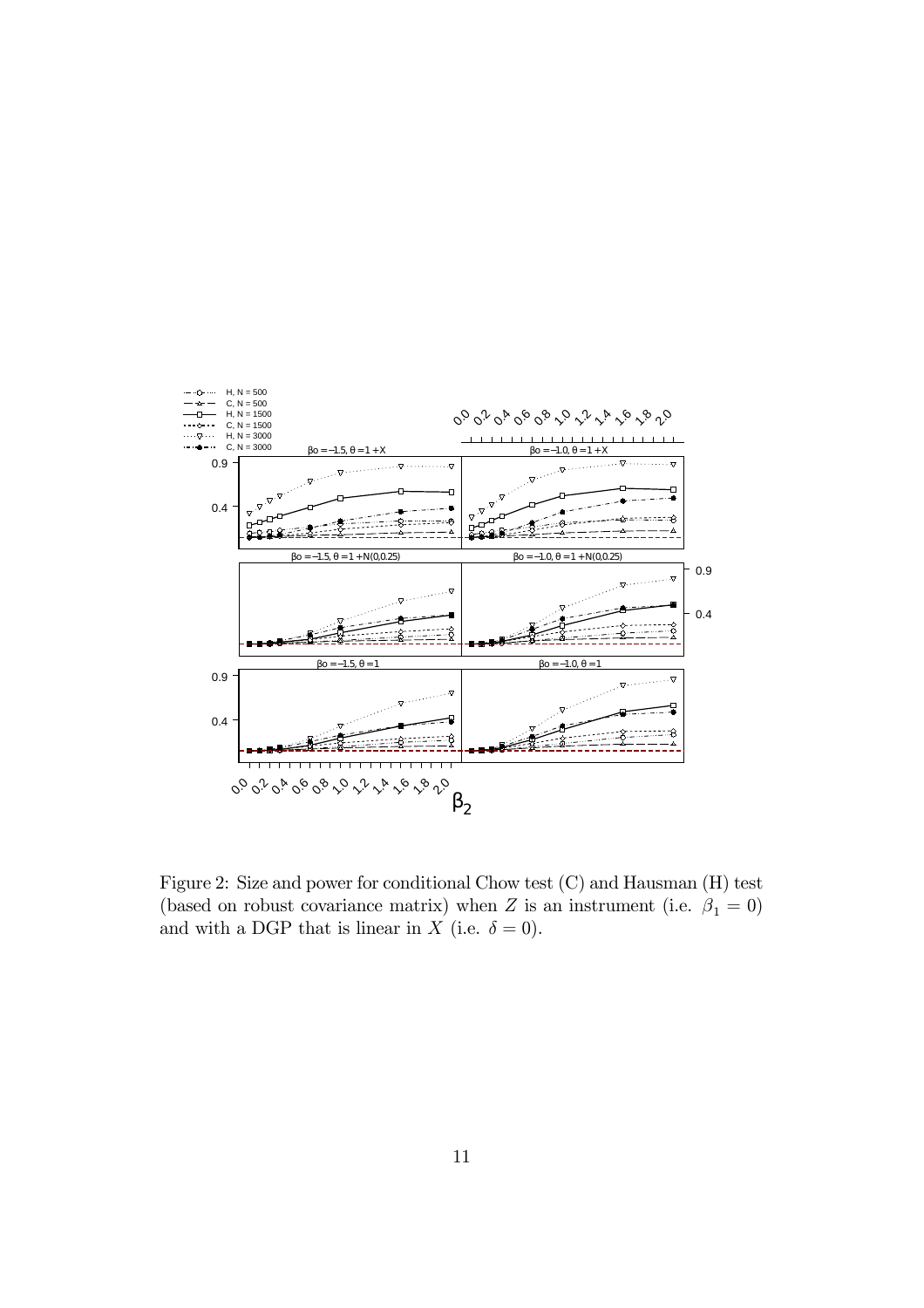Figure 2: Size and power for conditional Chow test (C) and Hausman (H) test (based on robust covariance matrix) when $Z$ is an instrument (i.e. $\beta_1 = 0$) and with a DGP that is linear in $X$ (i.e. $\delta = 0$).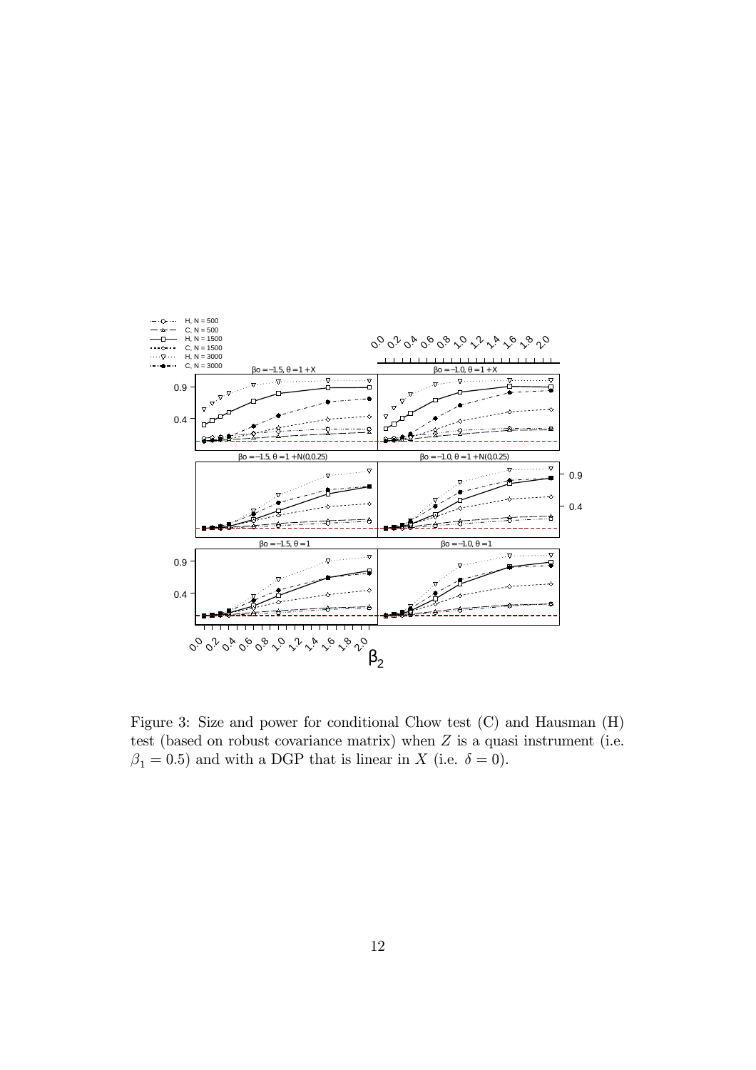Figure 3: Size and power for conditional Chow test (C) and Hausman (H) test (based on robust covariance matrix) when $Z$ is a quasi instrument (i.e. $\beta_1 = 0.5$) and with a DGP that is linear in $X$ (i.e. $\delta = 0$).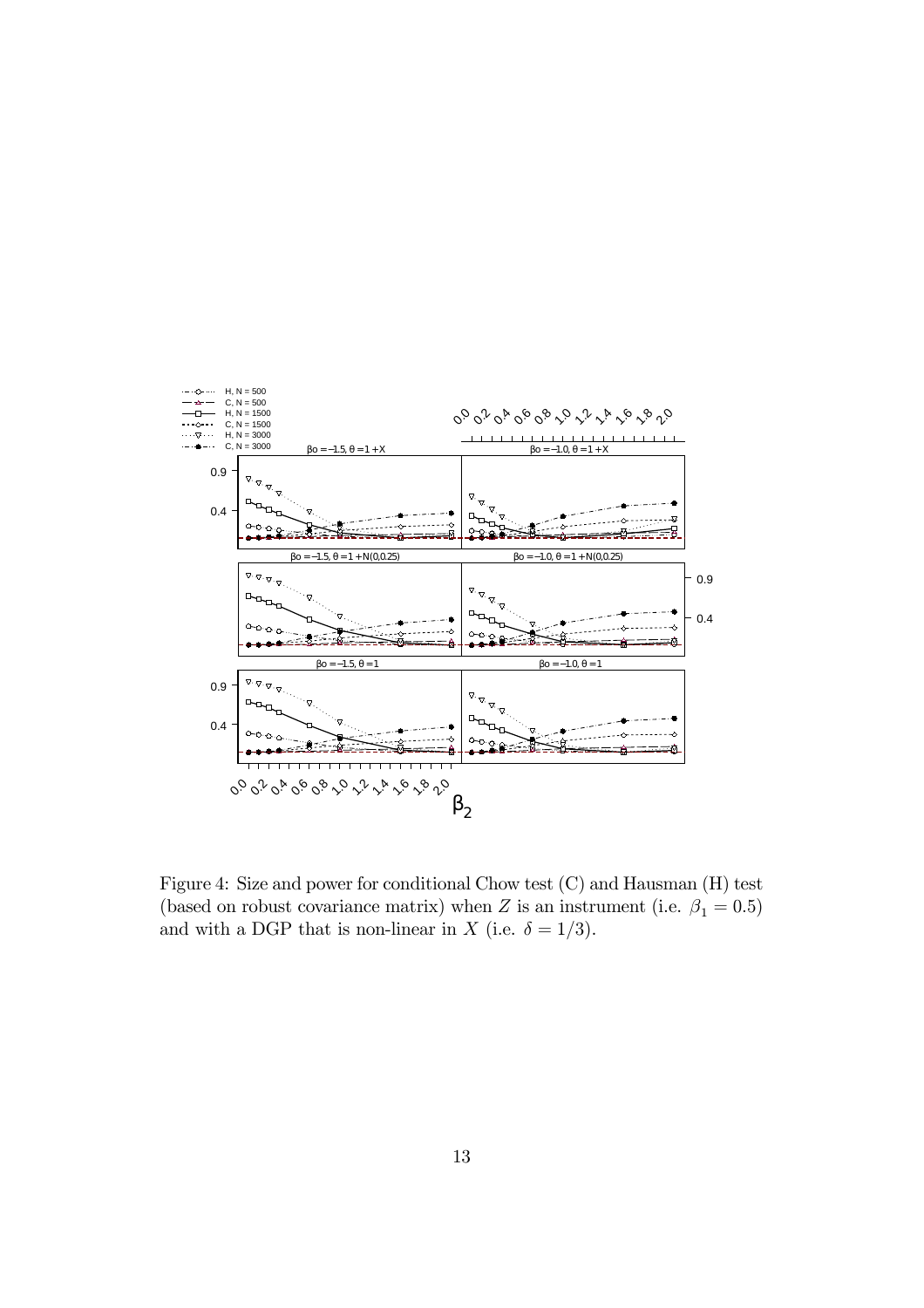Figure 4: Size and power for conditional Chow test (C) and Hausman (H) test (based on robust covariance matrix) when $Z$ is an instrument (i.e. $\beta_1 = 0.5$) and with a DGP that is non-linear in $X$ (i.e. $\delta = 1/3$).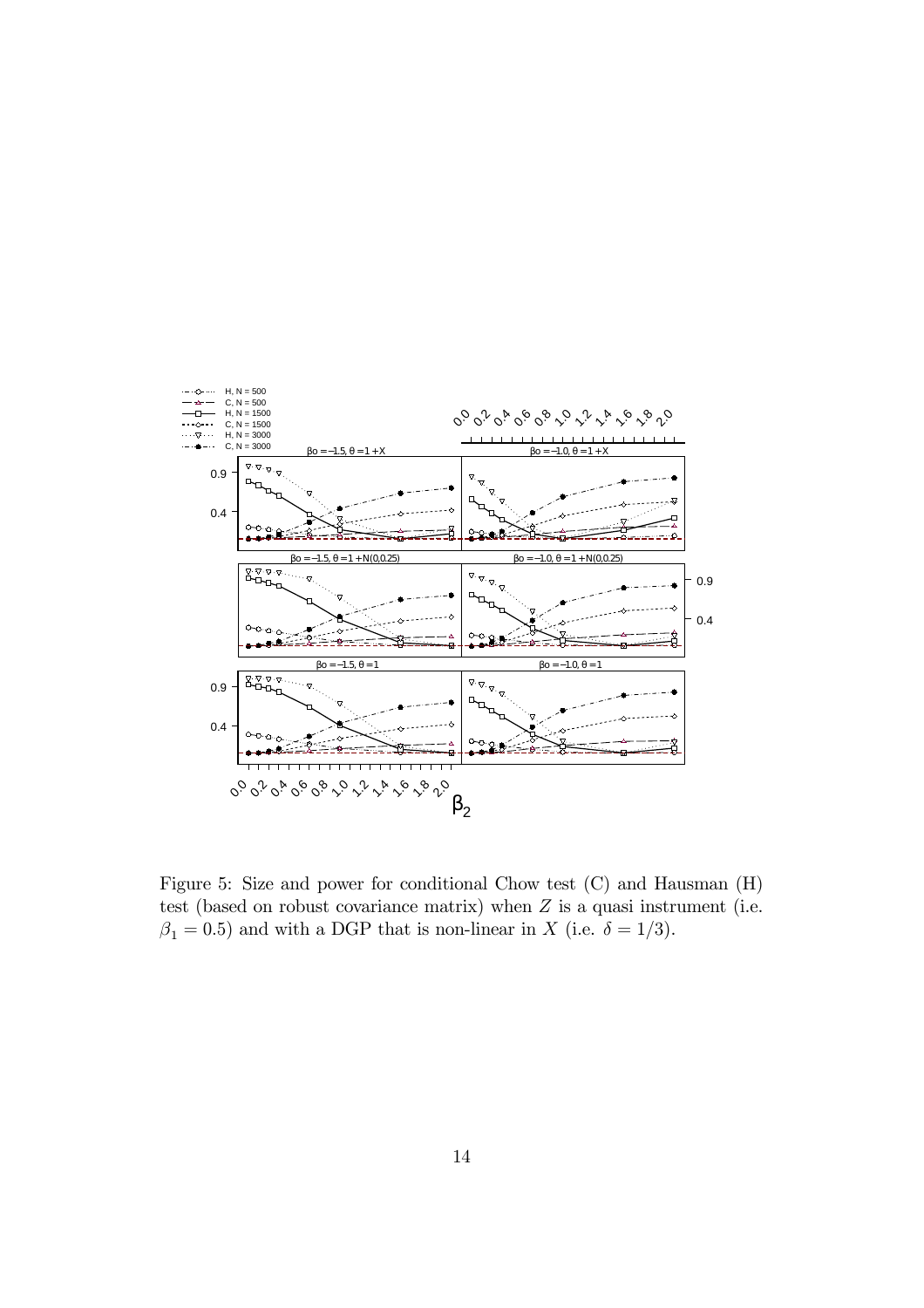Figure 5: Size and power for conditional Chow test (C) and Hausman (H) test (based on robust covariance matrix) when $Z$ is a quasi instrument (i.e. $\beta_1 = 0.5$) and with a DGP that is non-linear in $X$ (i.e. $\delta = 1/3$).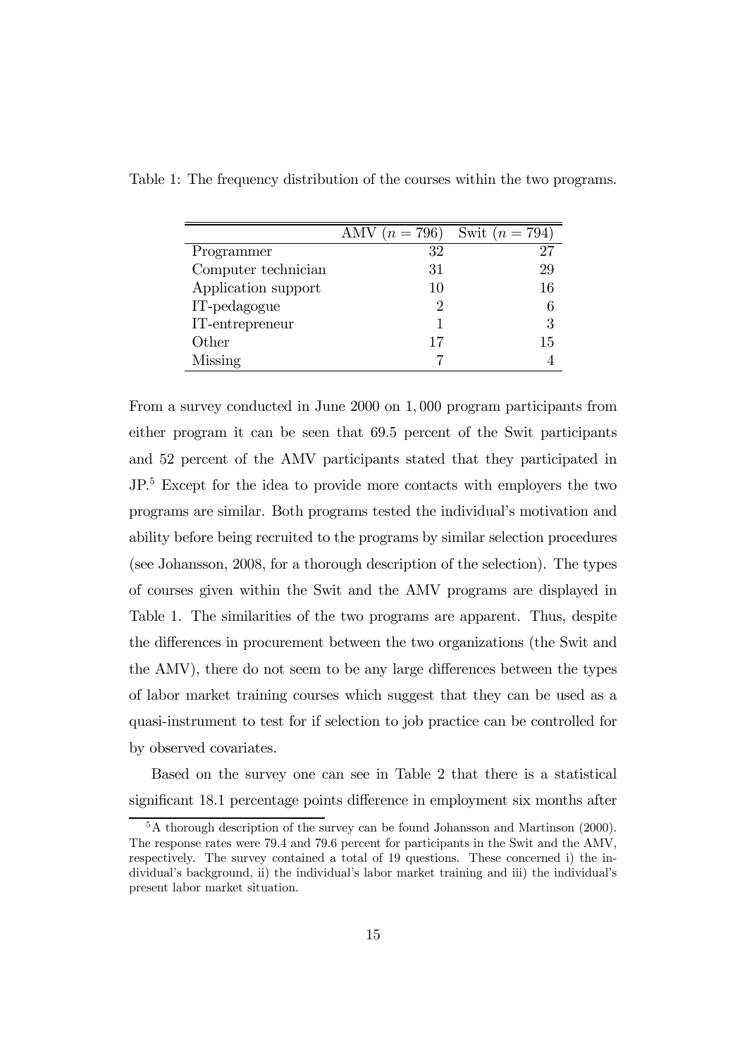Table 1: The frequency distribution of the courses within the two programs.

| | AMV ($n = 796$) | Swit ($n = 794$) |
|---|---|---|
| Programmer | 32 | 27 |
| Computer technician | 31 | 29 |
| Application support | 10 | 16 |
| IT-pedagogue | 2 | 6 |
| IT-entrepreneur | 1 | 3 |
| Other | 17 | 15 |
| Missing | 7 | 4 |

From a survey conducted in June 2000 on 1,000 program participants from either program it can be seen that 69.5 percent of the Swit participants and 52 percent of the AMV participants stated that they participated in JP.[5] Except for the idea to provide more contacts with employers the two programs are similar. Both programs tested the individual's motivation and ability before being recruited to the programs by similar selection procedures (see Johansson, 2008, for a thorough description of the selection). The types of courses given within the Swit and the AMV programs are displayed in Table 1. The similarities of the two programs are apparent. Thus, despite the differences in procurement between the two organizations (the Swit and the AMV), there do not seem to be any large differences between the types of labor market training courses which suggest that they can be used as a quasi-instrument to test for if selection to job practice can be controlled for by observed covariates.

Based on the survey one can see in Table 2 that there is a statistical significant 18.1 percentage points difference in employment six months after

[5] A thorough description of the survey can be found Johansson and Martinson (2000). The response rates were 79.4 and 79.6 percent for participants in the Swit and the AMV, respectively. The survey contained a total of 19 questions. These concerned i) the individual's background, ii) the individual's labor market training and iii) the individual's present labor market situation.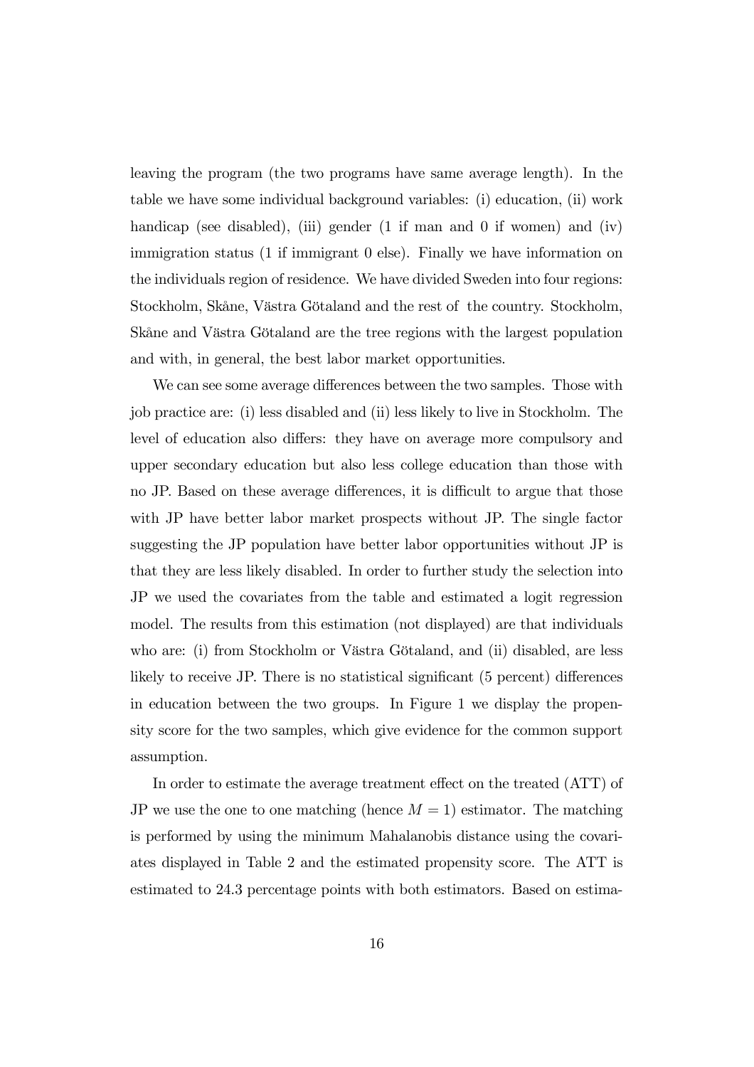leaving the program (the two programs have same average length). In the table we have some individual background variables: (i) education, (ii) work handicap (see disabled), (iii) gender (1 if man and 0 if women) and (iv) immigration status (1 if immigrant 0 else). Finally we have information on the individuals region of residence. We have divided Sweden into four regions: Stockholm, Skåne, Västra Götaland and the rest of the country. Stockholm, Skåne and Västra Götaland are the tree regions with the largest population and with, in general, the best labor market opportunities.

We can see some average differences between the two samples. Those with job practice are: (i) less disabled and (ii) less likely to live in Stockholm. The level of education also differs: they have on average more compulsory and upper secondary education but also less college education than those with no JP. Based on these average differences, it is difficult to argue that those with JP have better labor market prospects without JP. The single factor suggesting the JP population have better labor opportunities without JP is that they are less likely disabled. In order to further study the selection into JP we used the covariates from the table and estimated a logit regression model. The results from this estimation (not displayed) are that individuals who are: (i) from Stockholm or Västra Götaland, and (ii) disabled, are less likely to receive JP. There is no statistical significant (5 percent) differences in education between the two groups. In Figure 1 we display the propensity score for the two samples, which give evidence for the common support assumption.

In order to estimate the average treatment effect on the treated (ATT) of JP we use the one to one matching (hence $M = 1$) estimator. The matching is performed by using the minimum Mahalanobis distance using the covariates displayed in Table 2 and the estimated propensity score. The ATT is estimated to 24.3 percentage points with both estimators. Based on estima-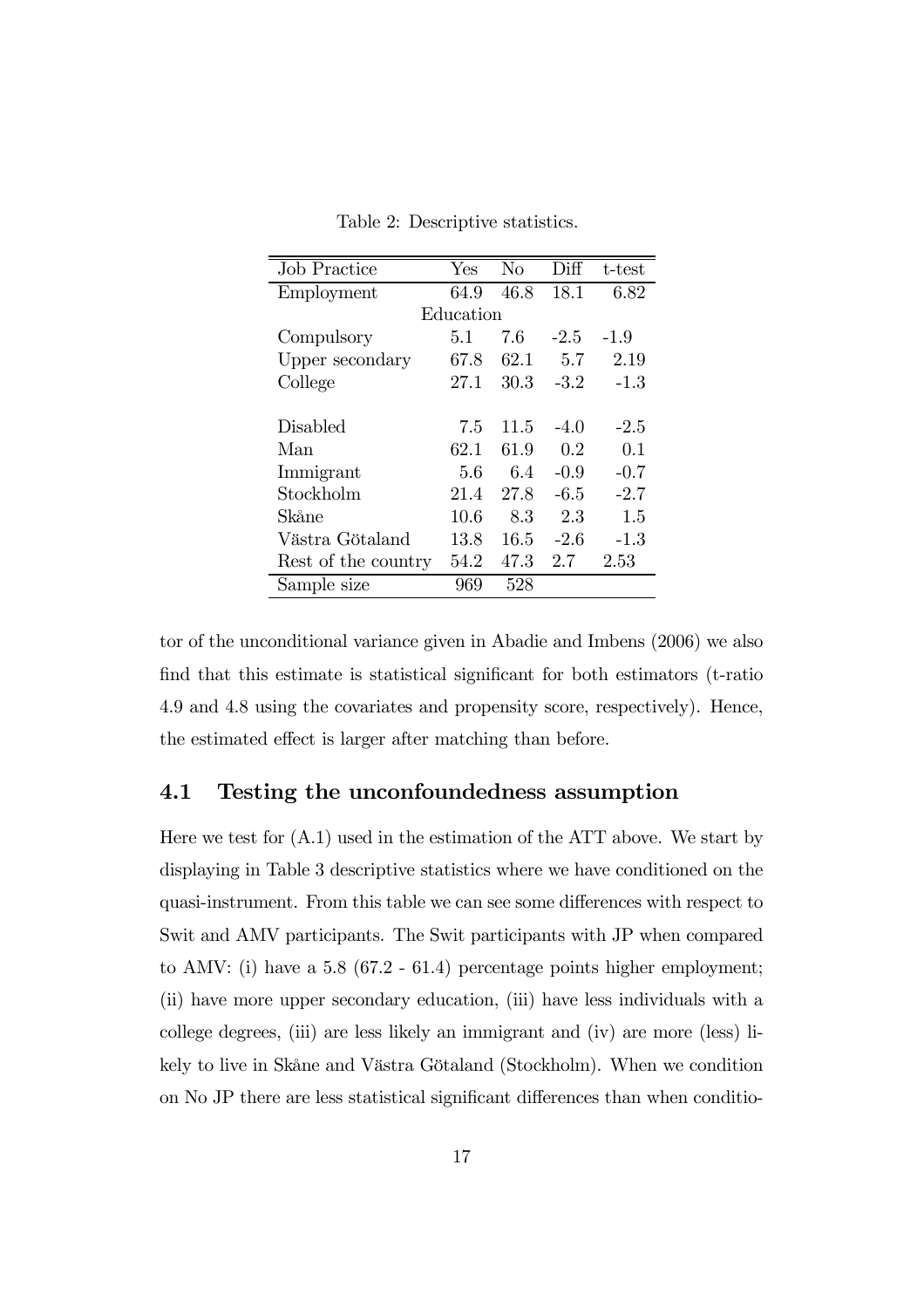Table 2: Descriptive statistics.

| Job Practice | Yes | No | Diff | t-test |
|---|---|---|---|---|
| Employment | 64.9 | 46.8 | 18.1 | 6.82 |
| | Education | | | |
| Compulsory | 5.1 | 7.6 | -2.5 | -1.9 |
| Upper secondary | 67.8 | 62.1 | 5.7 | 2.19 |
| College | 27.1 | 30.3 | -3.2 | -1.3 |
| | | | | |
| Disabled | 7.5 | 11.5 | -4.0 | -2.5 |
| Man | 62.1 | 61.9 | 0.2 | 0.1 |
| Immigrant | 5.6 | 6.4 | -0.9 | -0.7 |
| Stockholm | 21.4 | 27.8 | -6.5 | -2.7 |
| Skåne | 10.6 | 8.3 | 2.3 | 1.5 |
| Västra Götaland | 13.8 | 16.5 | -2.6 | -1.3 |
| Rest of the country | 54.2 | 47.3 | 2.7 | 2.53 |
| Sample size | 969 | 528 | | |

tor of the unconditional variance given in Abadie and Imbens (2006) we also find that this estimate is statistical significant for both estimators (t-ratio 4.9 and 4.8 using the covariates and propensity score, respectively). Hence, the estimated effect is larger after matching than before.

## 4.1 Testing the unconfoundedness assumption

Here we test for (A.1) used in the estimation of the ATT above. We start by displaying in Table 3 descriptive statistics where we have conditioned on the quasi-instrument. From this table we can see some differences with respect to Swit and AMV participants. The Swit participants with JP when compared to AMV: (i) have a 5.8 (67.2 - 61.4) percentage points higher employment; (ii) have more upper secondary education, (iii) have less individuals with a college degrees, (iii) are less likely an immigrant and (iv) are more (less) likely to live in Skåne and Västra Götaland (Stockholm). When we condition on No JP there are less statistical significant differences than when conditio-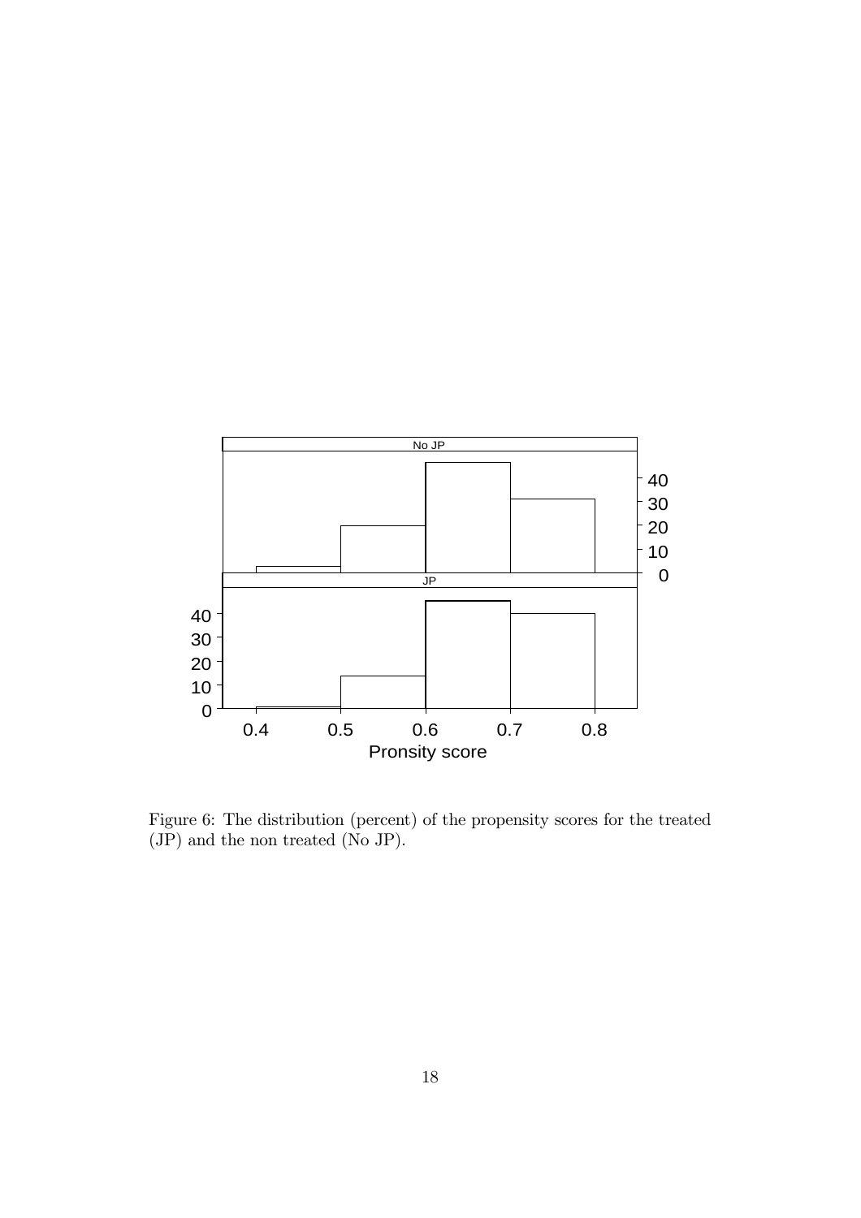Figure 6: The distribution (percent) of the propensity scores for the treated (JP) and the non treated (No JP).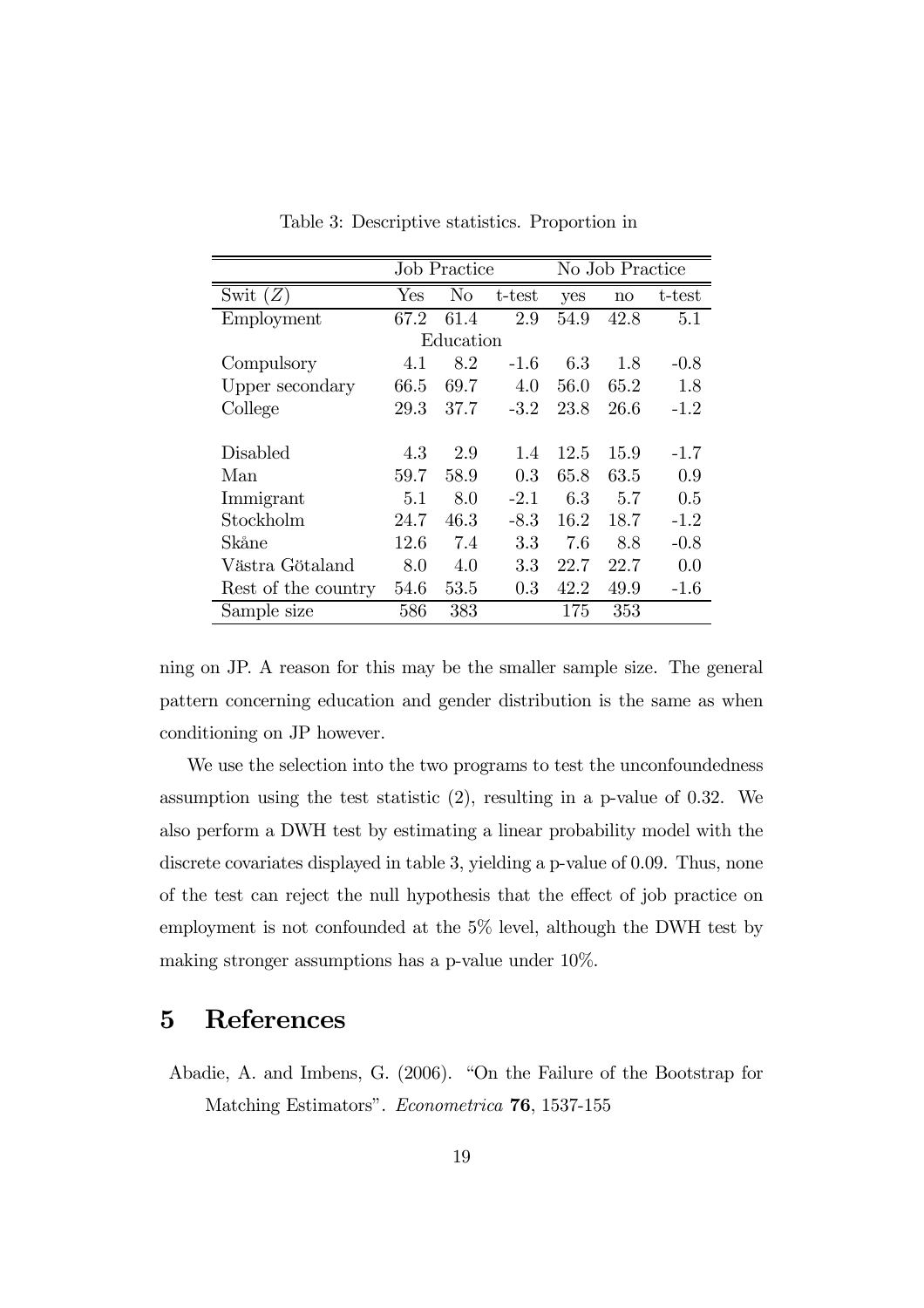Table 3: Descriptive statistics. Proportion in

| | Job Practice | | | No Job Practice | | |
|---|---|---|---|---|---|---|
| Swit ($Z$) | Yes | No | t-test | yes | no | t-test |
| Employment | 67.2 | 61.4 | 2.9 | 54.9 | 42.8 | 5.1 |
| | | Education | | | | |
| Compulsory | 4.1 | 8.2 | -1.6 | 6.3 | 1.8 | -0.8 |
| Upper secondary | 66.5 | 69.7 | 4.0 | 56.0 | 65.2 | 1.8 |
| College | 29.3 | 37.7 | -3.2 | 23.8 | 26.6 | -1.2 |
| | | | | | | |
| Disabled | 4.3 | 2.9 | 1.4 | 12.5 | 15.9 | -1.7 |
| Man | 59.7 | 58.9 | 0.3 | 65.8 | 63.5 | 0.9 |
| Immigrant | 5.1 | 8.0 | -2.1 | 6.3 | 5.7 | 0.5 |
| Stockholm | 24.7 | 46.3 | -8.3 | 16.2 | 18.7 | -1.2 |
| Skåne | 12.6 | 7.4 | 3.3 | 7.6 | 8.8 | -0.8 |
| Västra Götaland | 8.0 | 4.0 | 3.3 | 22.7 | 22.7 | 0.0 |
| Rest of the country | 54.6 | 53.5 | 0.3 | 42.2 | 49.9 | -1.6 |
| Sample size | 586 | 383 | | 175 | 353 | |

ning on JP. A reason for this may be the smaller sample size. The general pattern concerning education and gender distribution is the same as when conditioning on JP however.

We use the selection into the two programs to test the unconfoundedness assumption using the test statistic (2), resulting in a p-value of 0.32. We also perform a DWH test by estimating a linear probability model with the discrete covariates displayed in table 3, yielding a p-value of 0.09. Thus, none of the test can reject the null hypothesis that the effect of job practice on employment is not confounded at the 5% level, although the DWH test by making stronger assumptions has a p-value under 10%.

# 5 References

Abadie, A. and Imbens, G. (2006). "On the Failure of the Bootstrap for Matching Estimators". *Econometrica* **76**, 1537-155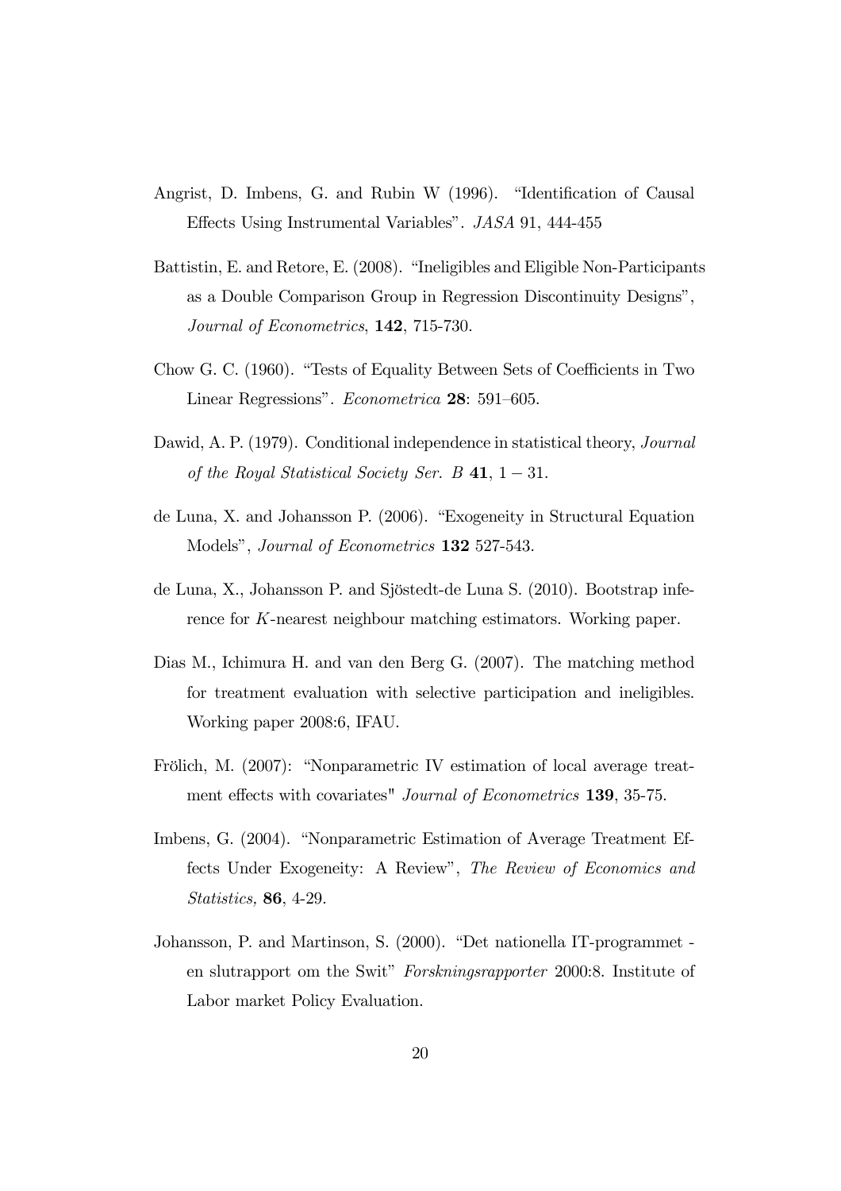Angrist, D. Imbens, G. and Rubin W (1996). "Identification of Causal Effects Using Instrumental Variables". *JASA* 91, 444-455

Battistin, E. and Retore, E. (2008). "Ineligibles and Eligible Non-Participants as a Double Comparison Group in Regression Discontinuity Designs", *Journal of Econometrics*, **142**, 715-730.

Chow G. C. (1960). "Tests of Equality Between Sets of Coefficients in Two Linear Regressions". *Econometrica* **28**: 591–605.

Dawid, A. P. (1979). Conditional independence in statistical theory, *Journal of the Royal Statistical Society Ser. B* **41**, $1-31$.

de Luna, X. and Johansson P. (2006). "Exogeneity in Structural Equation Models", *Journal of Econometrics* **132** 527-543.

de Luna, X., Johansson P. and Sjöstedt-de Luna S. (2010). Bootstrap inference for $K$-nearest neighbour matching estimators. Working paper.

Dias M., Ichimura H. and van den Berg G. (2007). The matching method for treatment evaluation with selective participation and ineligibles. Working paper 2008:6, IFAU.

Frölich, M. (2007): "Nonparametric IV estimation of local average treatment effects with covariates" *Journal of Econometrics* **139**, 35-75.

Imbens, G. (2004). "Nonparametric Estimation of Average Treatment Effects Under Exogeneity: A Review", *The Review of Economics and Statistics,* **86**, 4-29.

Johansson, P. and Martinson, S. (2000). "Det nationella IT-programmet - en slutrapport om the Swit" *Forskningsrapporter* 2000:8. Institute of Labor market Policy Evaluation.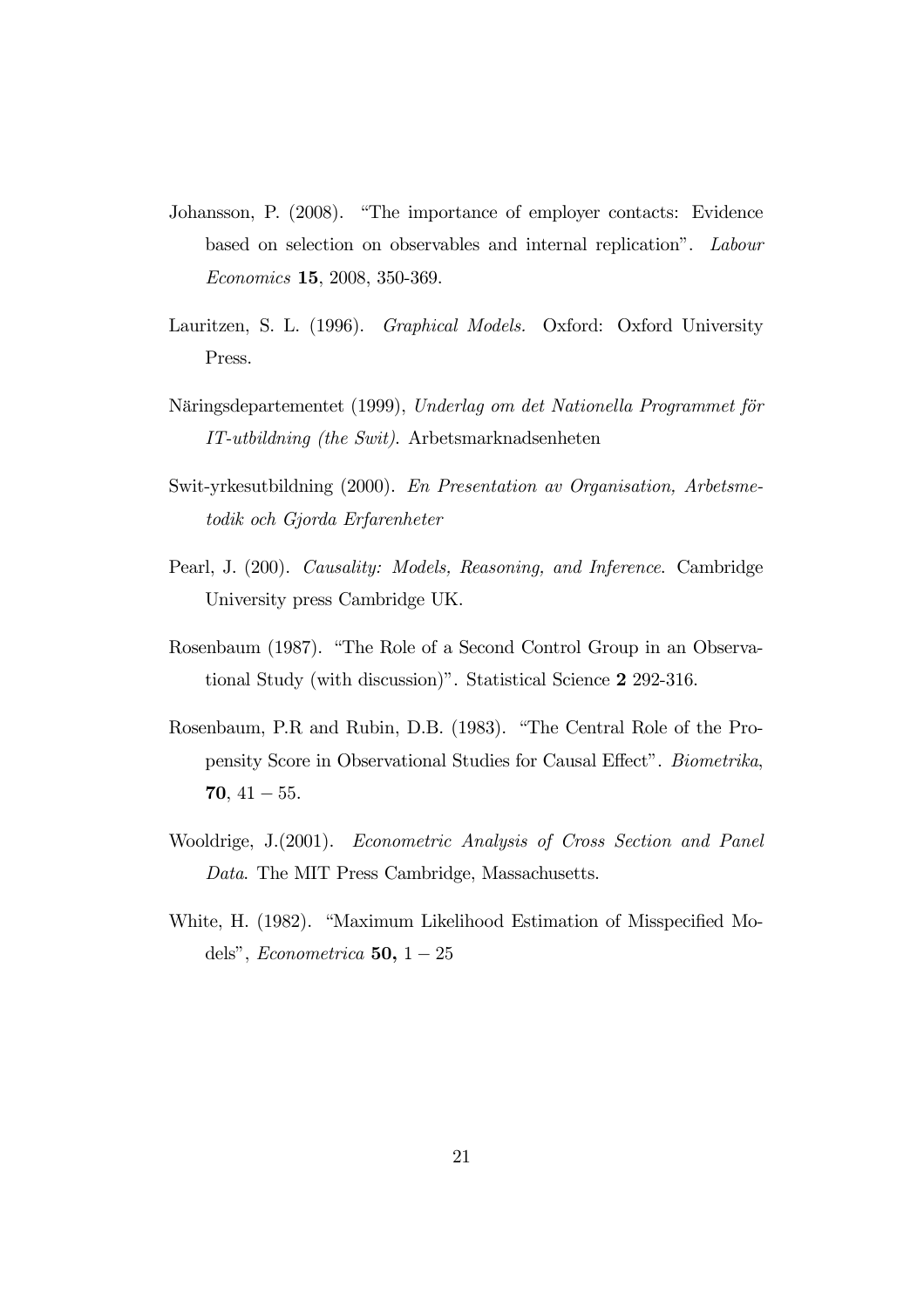Johansson, P. (2008). "The importance of employer contacts: Evidence based on selection on observables and internal replication". *Labour Economics* **15**, 2008, 350-369.

Lauritzen, S. L. (1996). *Graphical Models.* Oxford: Oxford University Press.

Näringsdepartementet (1999), *Underlag om det Nationella Programmet för IT-utbildning (the Swit).* Arbetsmarknadsenheten

Swit-yrkesutbildning (2000). *En Presentation av Organisation, Arbetsmetodik och Gjorda Erfarenheter*

Pearl, J. (200). *Causality: Models, Reasoning, and Inference*. Cambridge University press Cambridge UK.

Rosenbaum (1987). "The Role of a Second Control Group in an Observational Study (with discussion)". Statistical Science **2** 292-316.

Rosenbaum, P.R and Rubin, D.B. (1983). "The Central Role of the Propensity Score in Observational Studies for Causal Effect". *Biometrika*, **70**, $41 - 55$.

Wooldrige, J.(2001). *Econometric Analysis of Cross Section and Panel Data*. The MIT Press Cambridge, Massachusetts.

White, H. (1982). "Maximum Likelihood Estimation of Misspecified Models", *Econometrica* **50,** $1 - 25$